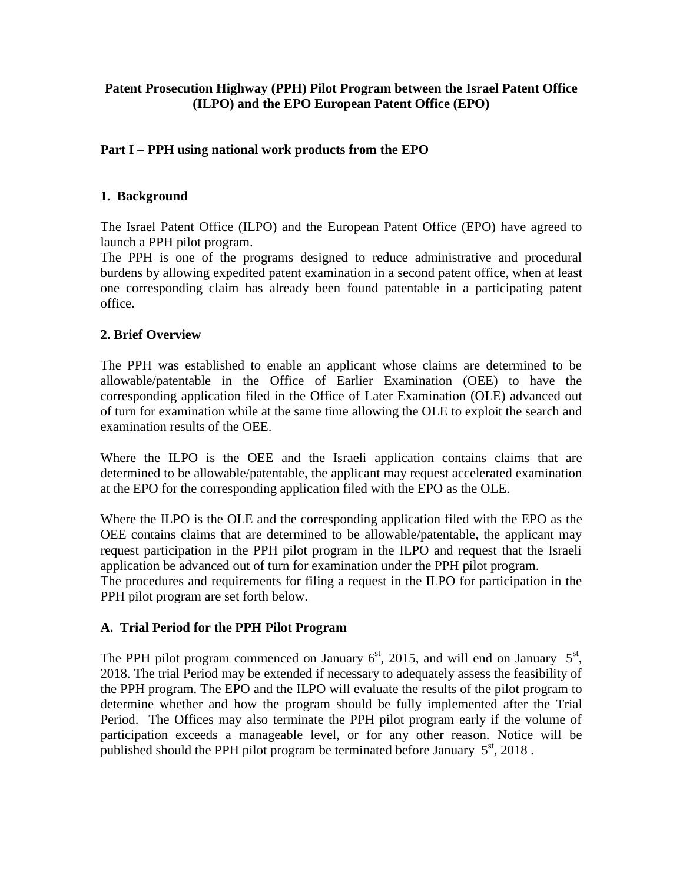**Patent Prosecution Highway (PPH) Pilot Program between the Israel Patent Office (ILPO) and the EPO European Patent Office (EPO)**

## Part I – PPH using national work products from the EPO

### 1. Background

The Israel Patent Office (ILPO) and the European Patent Office (EPO) have agreed to launch a PPH pilot program.

The PPH is one of the programs designed to reduce administrative and procedural burdens by allowing expedited patent examination in a second patent office, when at least one corresponding claim has already been found patentable in a participating patent office.

### 2. Brief Overview

The PPH was established to enable an applicant whose claims are determined to be allowable/patentable in the Office of Earlier Examination (OEE) to have the corresponding application filed in the Office of Later Examination (OLE) advanced out of turn for examination while at the same time allowing the OLE to exploit the search and examination results of the OEE.

Where the ILPO is the OEE and the Israeli application contains claims that are determined to be allowable/patentable, the applicant may request accelerated examination at the EPO for the corresponding application filed with the EPO as the OLE.

Where the ILPO is the OLE and the corresponding application filed with the EPO as the OEE contains claims that are determined to be allowable/patentable, the applicant may request participation in the PPH pilot program in the ILPO and request that the Israeli application be advanced out of turn for examination under the PPH pilot program.

The procedures and requirements for filing a request in the ILPO for participation in the PPH pilot program are set forth below.

### A. Trial Period for the PPH Pilot Program

The PPH pilot program commenced on January 6st, 2015, and will end on January 5st, 2018. The trial Period may be extended if necessary to adequately assess the feasibility of the PPH program. The EPO and the ILPO will evaluate the results of the pilot program to determine whether and how the program should be fully implemented after the Trial Period. The Offices may also terminate the PPH pilot program early if the volume of participation exceeds a manageable level, or for any other reason. Notice will be published should the PPH pilot program be terminated before January 5st, 2018 .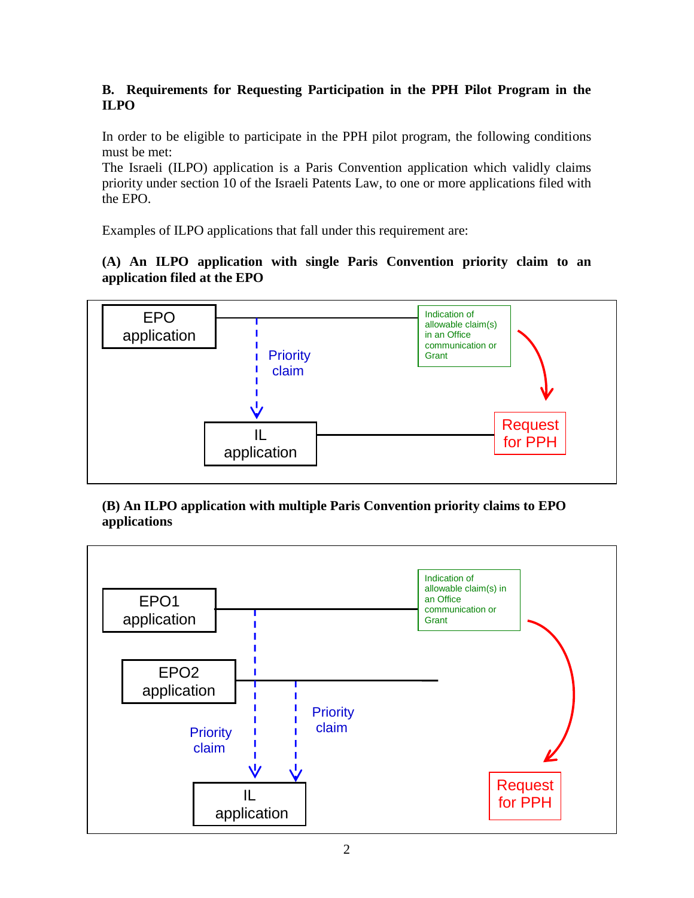### B. Requirements for Requesting Participation in the PPH Pilot Program in the ILPO

In order to be eligible to participate in the PPH pilot program, the following conditions must be met:
The Israeli (ILPO) application is a Paris Convention application which validly claims priority under section 10 of the Israeli Patents Law, to one or more applications filed with the EPO.

Examples of ILPO applications that fall under this requirement are:

**(A) An ILPO application with single Paris Convention priority claim to an application filed at the EPO**

EPO application

Priority claim

Indication of allowable claim(s) in an Office communication or Grant

IL application

Request for PPH

**(B) An ILPO application with multiple Paris Convention priority claims to EPO applications**

EPO1 application

Indication of allowable claim(s) in an Office communication or Grant

EPO2 application

Priority claim

Priority claim

IL application

Request for PPH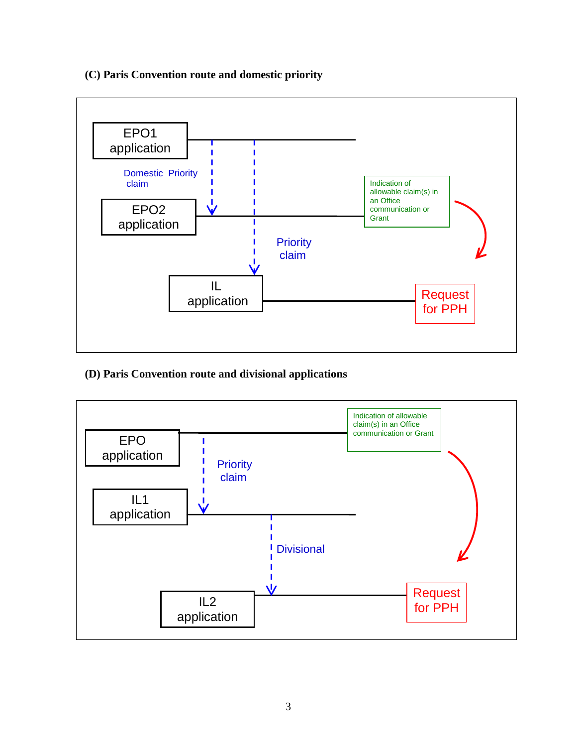**(C) Paris Convention route and domestic priority**

EPO1 application

Domestic Priority claim

EPO2 application

Priority claim

IL application

Indication of allowable claim(s) in an Office communication or Grant

Request for PPH

**(D) Paris Convention route and divisional applications**

EPO application

Priority claim

IL1 application

Divisional

IL2 application

Indication of allowable claim(s) in an Office communication or Grant

Request for PPH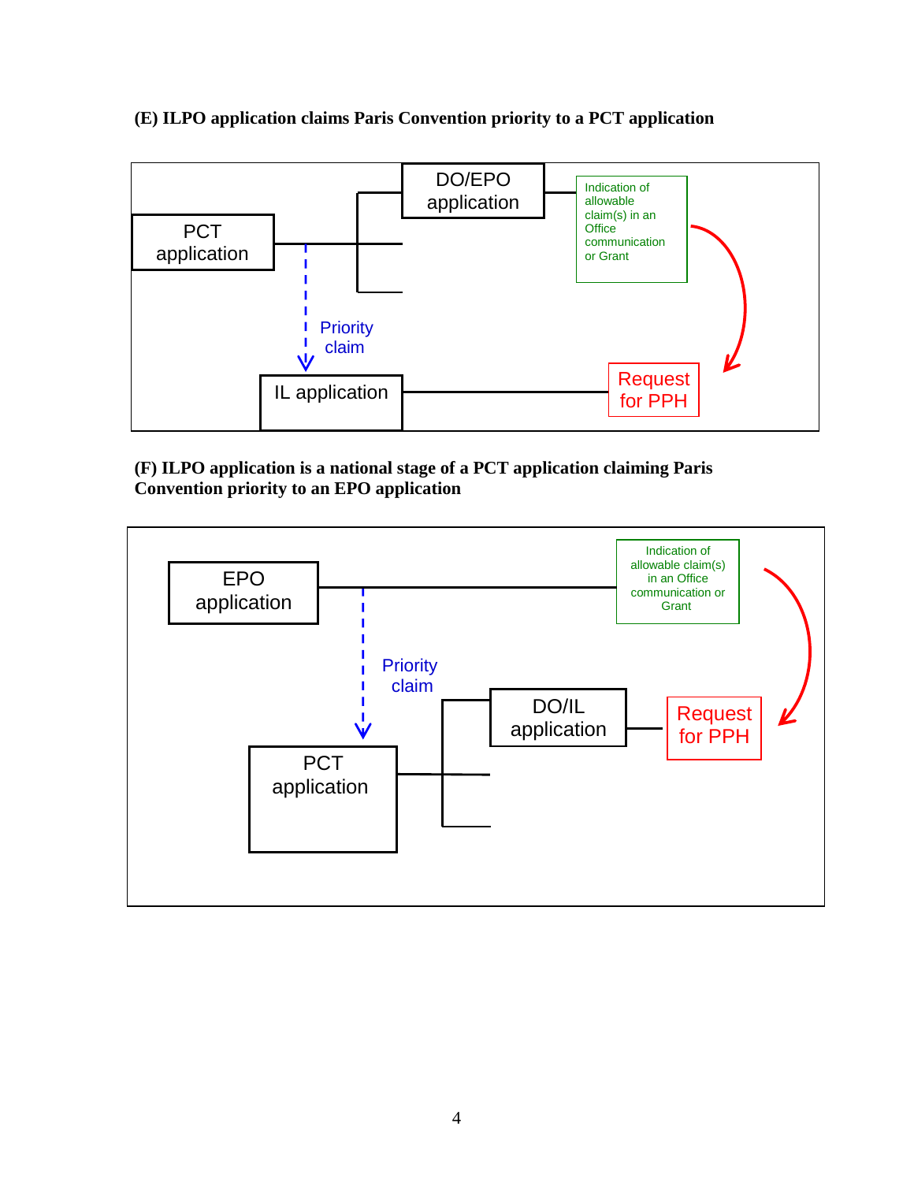**(E) ILPO application claims Paris Convention priority to a PCT application**

PCT application

DO/EPO application

Indication of allowable claim(s) in an Office communication or Grant

Priority claim

IL application

Request for PPH

**(F) ILPO application is a national stage of a PCT application claiming Paris Convention priority to an EPO application**

EPO application

Indication of allowable claim(s) in an Office communication or Grant

Priority claim

DO/IL application

Request for PPH

PCT application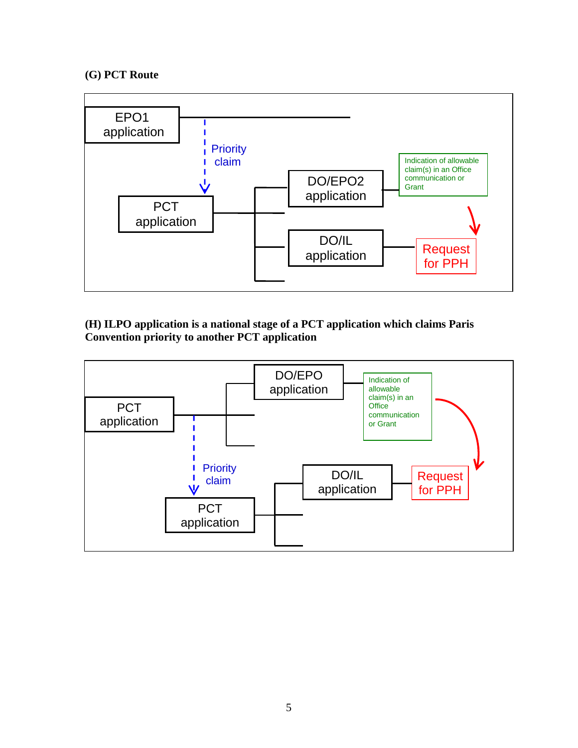**(G) PCT Route**

EPO1 application

Priority claim

PCT application

DO/EPO2 application

Indication of allowable claim(s) in an Office communication or Grant

DO/IL application

Request for PPH

**(H) ILPO application is a national stage of a PCT application which claims Paris Convention priority to another PCT application**

PCT application

DO/EPO application

Indication of allowable claim(s) in an Office communication or Grant

Priority claim

PCT application

DO/IL application

Request for PPH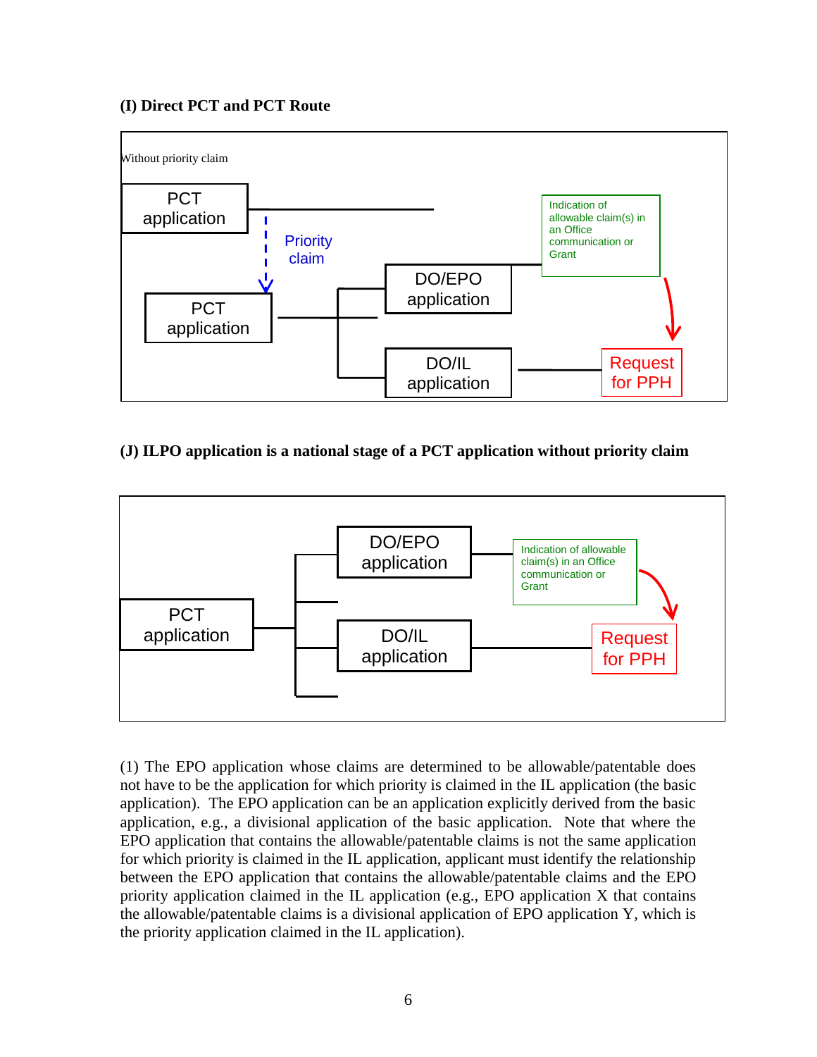**(I) Direct PCT and PCT Route**

Without priority claim

PCT application

Priority claim

PCT application

DO/EPO application

DO/IL application

Indication of allowable claim(s) in an Office communication or Grant

Request for PPH

**(J) ILPO application is a national stage of a PCT application without priority claim**

PCT application

DO/EPO application

DO/IL application

Indication of allowable claim(s) in an Office communication or Grant

Request for PPH

(1) The EPO application whose claims are determined to be allowable/patentable does not have to be the application for which priority is claimed in the IL application (the basic application). The EPO application can be an application explicitly derived from the basic application, e.g., a divisional application of the basic application. Note that where the EPO application that contains the allowable/patentable claims is not the same application for which priority is claimed in the IL application, applicant must identify the relationship between the EPO application that contains the allowable/patentable claims and the EPO priority application claimed in the IL application (e.g., EPO application X that contains the allowable/patentable claims is a divisional application of EPO application Y, which is the priority application claimed in the IL application).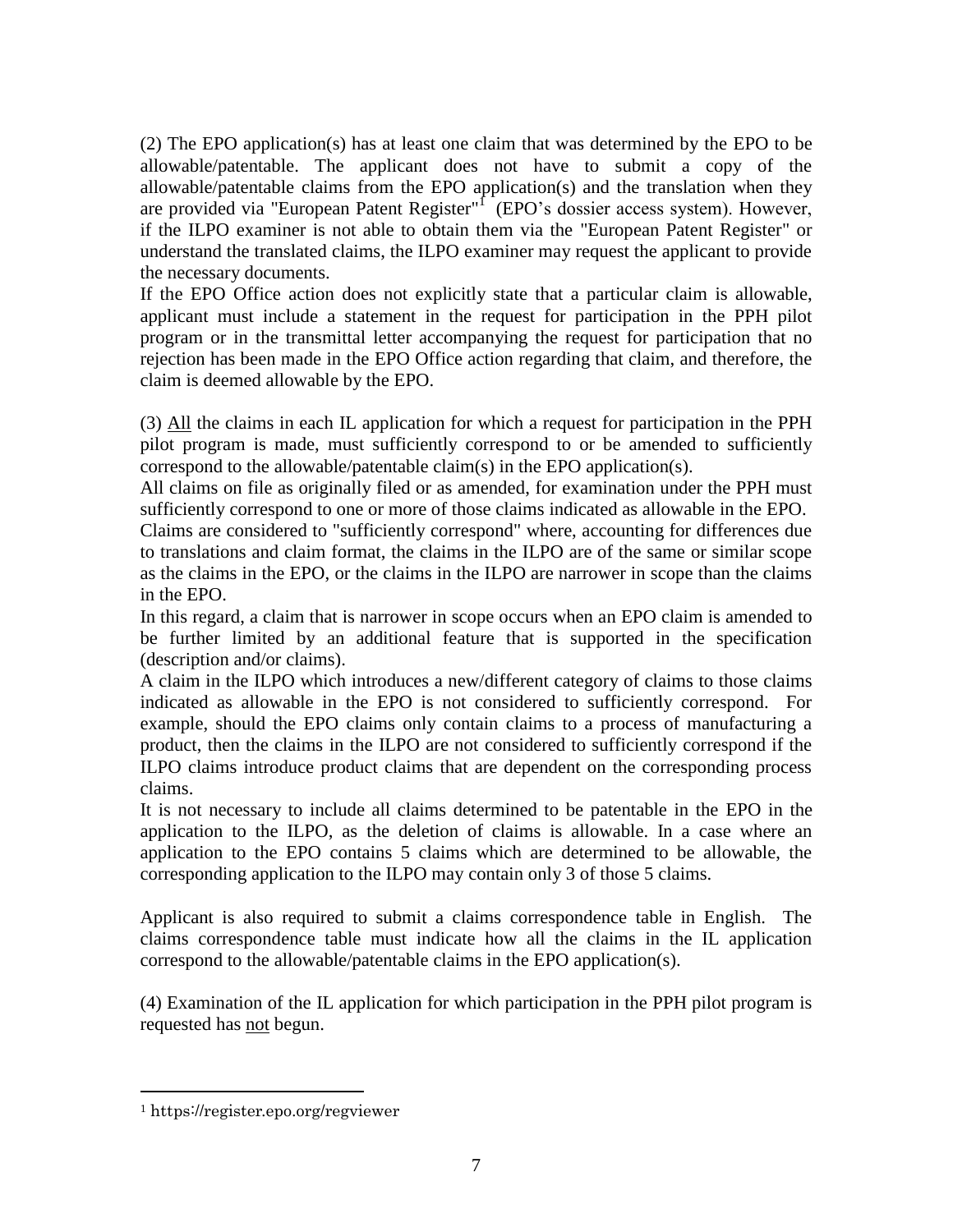(2) The EPO application(s) has at least one claim that was determined by the EPO to be allowable/patentable. The applicant does not have to submit a copy of the allowable/patentable claims from the EPO application(s) and the translation when they are provided via "European Patent Register"[1] (EPO's dossier access system). However, if the ILPO examiner is not able to obtain them via the "European Patent Register" or understand the translated claims, the ILPO examiner may request the applicant to provide the necessary documents.

If the EPO Office action does not explicitly state that a particular claim is allowable, applicant must include a statement in the request for participation in the PPH pilot program or in the transmittal letter accompanying the request for participation that no rejection has been made in the EPO Office action regarding that claim, and therefore, the claim is deemed allowable by the EPO.

(3) <u>All</u> the claims in each IL application for which a request for participation in the PPH pilot program is made, must sufficiently correspond to or be amended to sufficiently correspond to the allowable/patentable claim(s) in the EPO application(s).

All claims on file as originally filed or as amended, for examination under the PPH must sufficiently correspond to one or more of those claims indicated as allowable in the EPO.

Claims are considered to "sufficiently correspond" where, accounting for differences due to translations and claim format, the claims in the ILPO are of the same or similar scope as the claims in the EPO, or the claims in the ILPO are narrower in scope than the claims in the EPO.

In this regard, a claim that is narrower in scope occurs when an EPO claim is amended to be further limited by an additional feature that is supported in the specification (description and/or claims).

A claim in the ILPO which introduces a new/different category of claims to those claims indicated as allowable in the EPO is not considered to sufficiently correspond. For example, should the EPO claims only contain claims to a process of manufacturing a product, then the claims in the ILPO are not considered to sufficiently correspond if the ILPO claims introduce product claims that are dependent on the corresponding process claims.

It is not necessary to include all claims determined to be patentable in the EPO in the application to the ILPO, as the deletion of claims is allowable. In a case where an application to the EPO contains 5 claims which are determined to be allowable, the corresponding application to the ILPO may contain only 3 of those 5 claims.

Applicant is also required to submit a claims correspondence table in English. The claims correspondence table must indicate how all the claims in the IL application correspond to the allowable/patentable claims in the EPO application(s).

(4) Examination of the IL application for which participation in the PPH pilot program is requested has <u>not</u> begun.

---

[1] https://register.epo.org/regviewer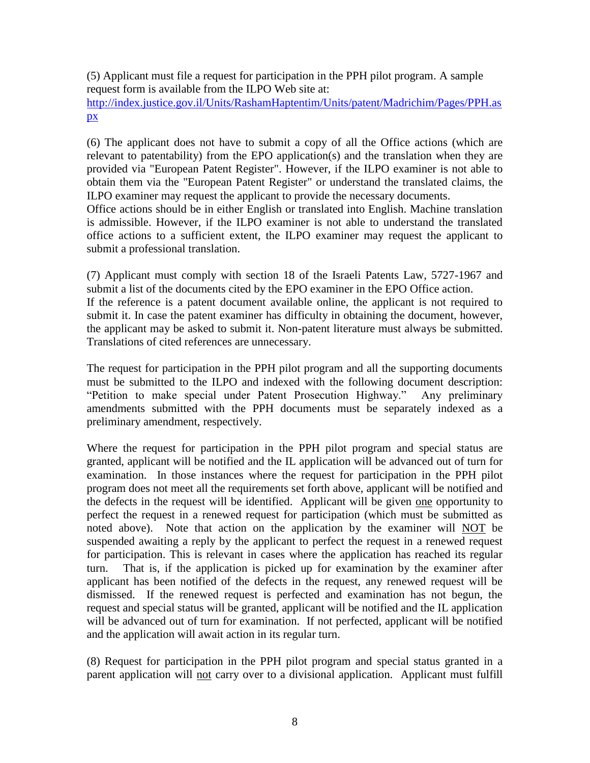(5) Applicant must file a request for participation in the PPH pilot program. A sample request form is available from the ILPO Web site at: [http://index.justice.gov.il/Units/RashamHaptentim/Units/patent/Madrichim/Pages/PPH.aspx](http://index.justice.gov.il/Units/RashamHaptentim/Units/patent/Madrichim/Pages/PPH.aspx)

(6) The applicant does not have to submit a copy of all the Office actions (which are relevant to patentability) from the EPO application(s) and the translation when they are provided via "European Patent Register". However, if the ILPO examiner is not able to obtain them via the "European Patent Register" or understand the translated claims, the ILPO examiner may request the applicant to provide the necessary documents.
Office actions should be in either English or translated into English. Machine translation is admissible. However, if the ILPO examiner is not able to understand the translated office actions to a sufficient extent, the ILPO examiner may request the applicant to submit a professional translation.

(7) Applicant must comply with section 18 of the Israeli Patents Law, 5727-1967 and submit a list of the documents cited by the EPO examiner in the EPO Office action.
If the reference is a patent document available online, the applicant is not required to submit it. In case the patent examiner has difficulty in obtaining the document, however, the applicant may be asked to submit it. Non-patent literature must always be submitted. Translations of cited references are unnecessary.

The request for participation in the PPH pilot program and all the supporting documents must be submitted to the ILPO and indexed with the following document description: "Petition to make special under Patent Prosecution Highway." Any preliminary amendments submitted with the PPH documents must be separately indexed as a preliminary amendment, respectively.

Where the request for participation in the PPH pilot program and special status are granted, applicant will be notified and the IL application will be advanced out of turn for examination. In those instances where the request for participation in the PPH pilot program does not meet all the requirements set forth above, applicant will be notified and the defects in the request will be identified. Applicant will be given one opportunity to perfect the request in a renewed request for participation (which must be submitted as noted above). Note that action on the application by the examiner will NOT be suspended awaiting a reply by the applicant to perfect the request in a renewed request for participation. This is relevant in cases where the application has reached its regular turn. That is, if the application is picked up for examination by the examiner after applicant has been notified of the defects in the request, any renewed request will be dismissed. If the renewed request is perfected and examination has not begun, the request and special status will be granted, applicant will be notified and the IL application will be advanced out of turn for examination. If not perfected, applicant will be notified and the application will await action in its regular turn.

(8) Request for participation in the PPH pilot program and special status granted in a parent application will not carry over to a divisional application. Applicant must fulfill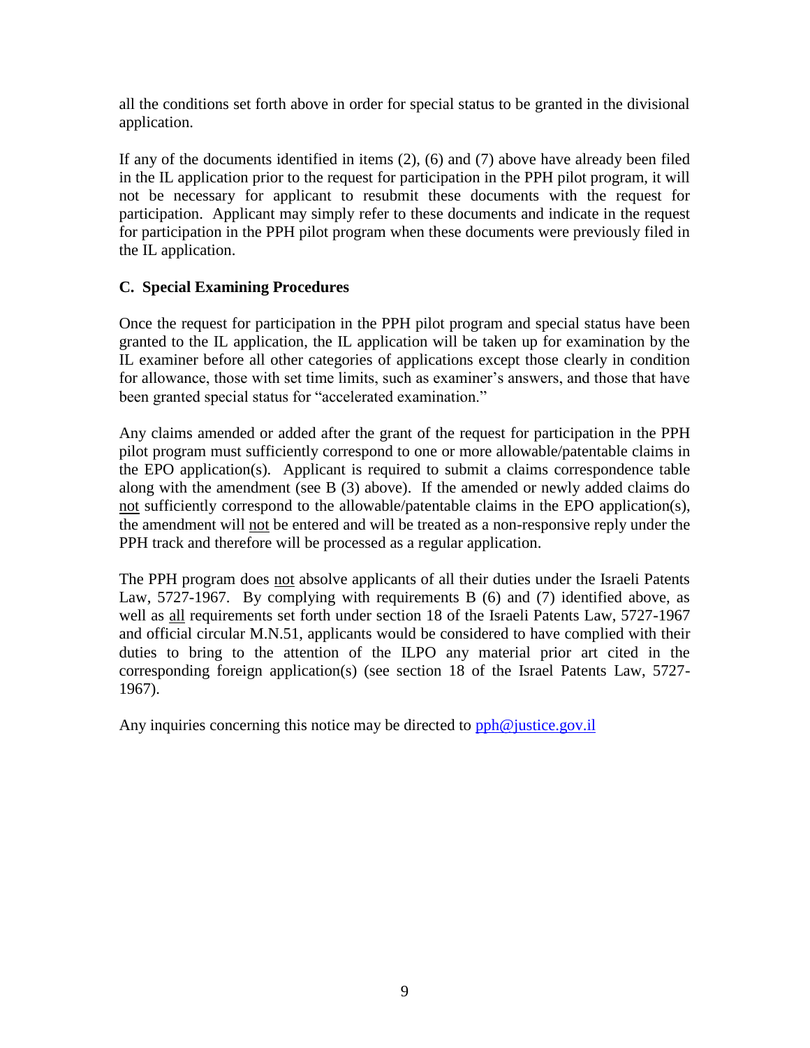all the conditions set forth above in order for special status to be granted in the divisional application.

If any of the documents identified in items (2), (6) and (7) above have already been filed in the IL application prior to the request for participation in the PPH pilot program, it will not be necessary for applicant to resubmit these documents with the request for participation. Applicant may simply refer to these documents and indicate in the request for participation in the PPH pilot program when these documents were previously filed in the IL application.

### C. Special Examining Procedures

Once the request for participation in the PPH pilot program and special status have been granted to the IL application, the IL application will be taken up for examination by the IL examiner before all other categories of applications except those clearly in condition for allowance, those with set time limits, such as examiner's answers, and those that have been granted special status for "accelerated examination."

Any claims amended or added after the grant of the request for participation in the PPH pilot program must sufficiently correspond to one or more allowable/patentable claims in the EPO application(s). Applicant is required to submit a claims correspondence table along with the amendment (see B (3) above). If the amended or newly added claims do <u>not</u> sufficiently correspond to the allowable/patentable claims in the EPO application(s), the amendment will <u>not</u> be entered and will be treated as a non-responsive reply under the PPH track and therefore will be processed as a regular application.

The PPH program does <u>not</u> absolve applicants of all their duties under the Israeli Patents Law, 5727-1967. By complying with requirements B (6) and (7) identified above, as well as <u>all</u> requirements set forth under section 18 of the Israeli Patents Law, 5727-1967 and official circular M.N.51, applicants would be considered to have complied with their duties to bring to the attention of the ILPO any material prior art cited in the corresponding foreign application(s) (see section 18 of the Israel Patents Law, 5727-1967).

Any inquiries concerning this notice may be directed to [pph@justice.gov.il](mailto:pph@justice.gov.il)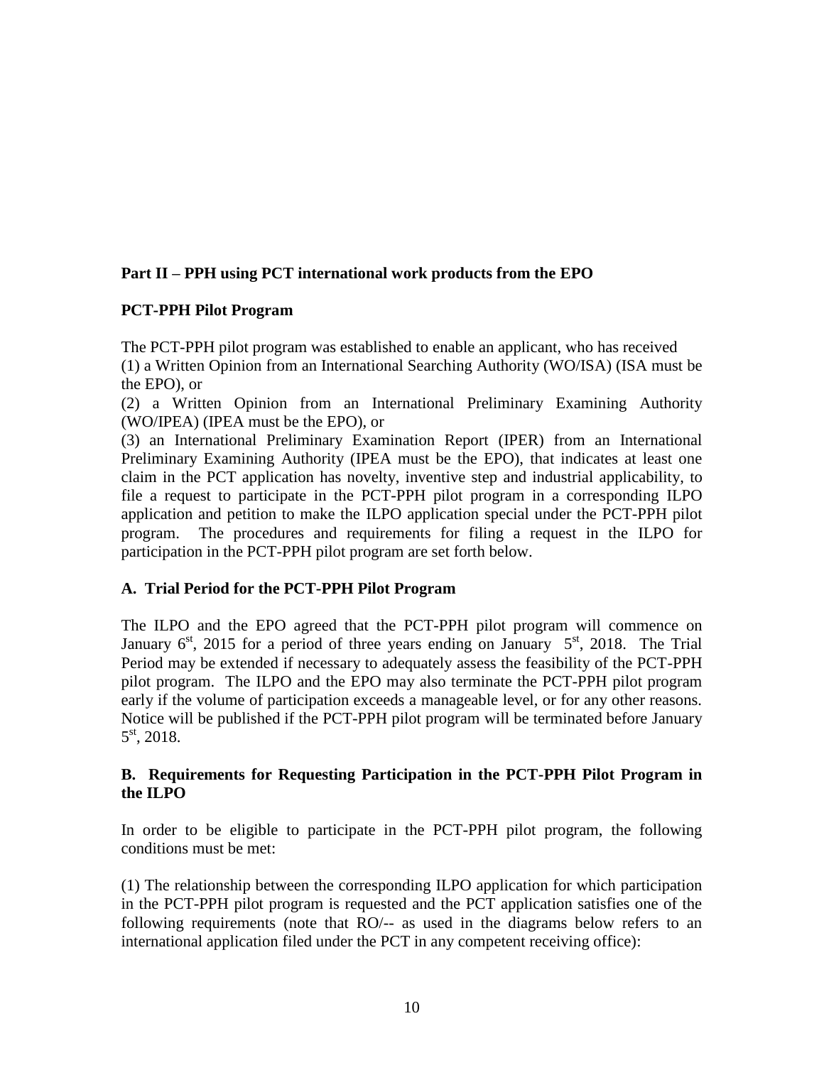**Part II – PPH using PCT international work products from the EPO**

**PCT-PPH Pilot Program**

The PCT-PPH pilot program was established to enable an applicant, who has received
(1) a Written Opinion from an International Searching Authority (WO/ISA) (ISA must be the EPO), or
(2) a Written Opinion from an International Preliminary Examining Authority (WO/IPEA) (IPEA must be the EPO), or
(3) an International Preliminary Examination Report (IPER) from an International Preliminary Examining Authority (IPEA must be the EPO), that indicates at least one claim in the PCT application has novelty, inventive step and industrial applicability, to file a request to participate in the PCT-PPH pilot program in a corresponding ILPO application and petition to make the ILPO application special under the PCT-PPH pilot program. The procedures and requirements for filing a request in the ILPO for participation in the PCT-PPH pilot program are set forth below.

**A. Trial Period for the PCT-PPH Pilot Program**

The ILPO and the EPO agreed that the PCT-PPH pilot program will commence on January 6st, 2015 for a period of three years ending on January 5st, 2018. The Trial Period may be extended if necessary to adequately assess the feasibility of the PCT-PPH pilot program. The ILPO and the EPO may also terminate the PCT-PPH pilot program early if the volume of participation exceeds a manageable level, or for any other reasons. Notice will be published if the PCT-PPH pilot program will be terminated before January 5st, 2018.

**B. Requirements for Requesting Participation in the PCT-PPH Pilot Program in the ILPO**

In order to be eligible to participate in the PCT-PPH pilot program, the following conditions must be met:

(1) The relationship between the corresponding ILPO application for which participation in the PCT-PPH pilot program is requested and the PCT application satisfies one of the following requirements (note that RO/-- as used in the diagrams below refers to an international application filed under the PCT in any competent receiving office):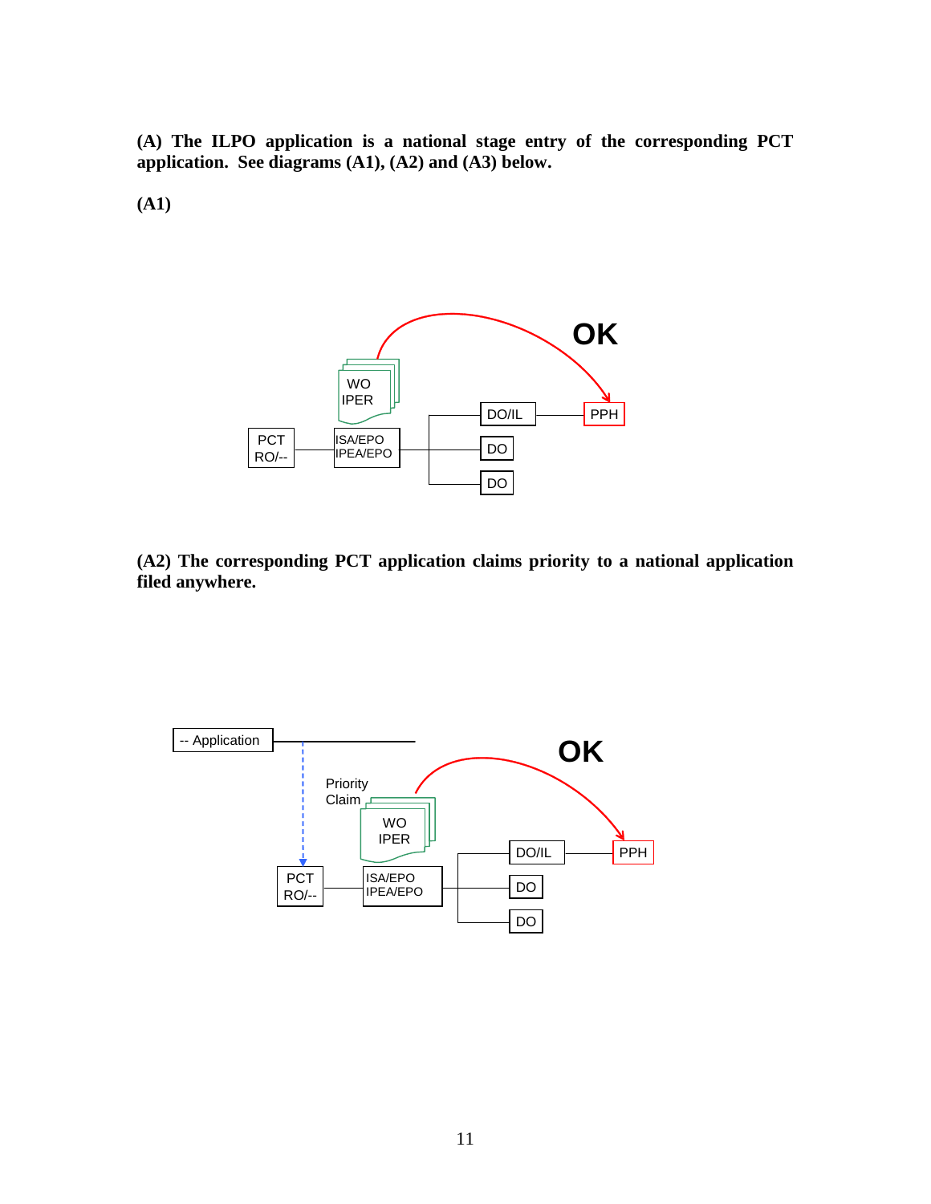**(A) The ILPO application is a national stage entry of the corresponding PCT application. See diagrams (A1), (A2) and (A3) below.**

**(A1)**

**(A2) The corresponding PCT application claims priority to a national application filed anywhere.**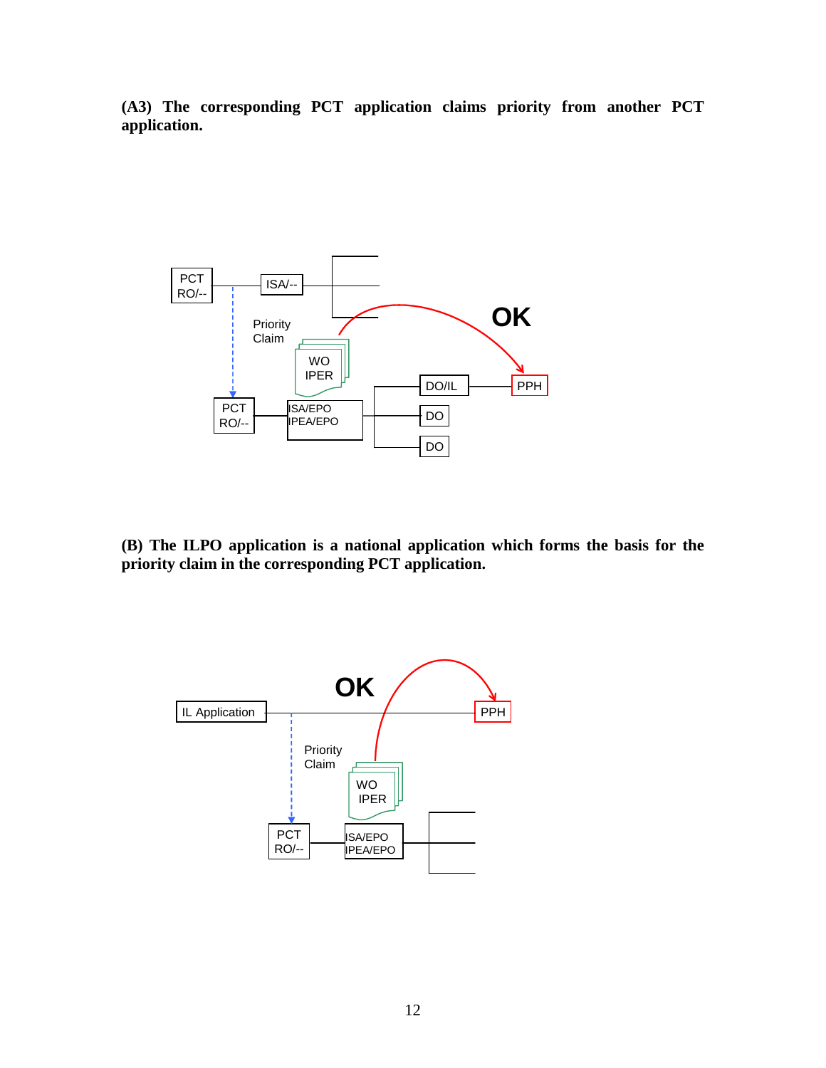**(A3) The corresponding PCT application claims priority from another PCT application.**

PCT RO/--

ISA/--

Priority Claim

WO IPER

OK

PCT RO/--

ISA/EPO IPEA/EPO

DO/IL

PPH

DO

DO

**(B) The ILPO application is a national application which forms the basis for the priority claim in the corresponding PCT application.**

IL Application

OK

PPH

Priority Claim

WO IPER

PCT RO/--

ISA/EPO IPEA/EPO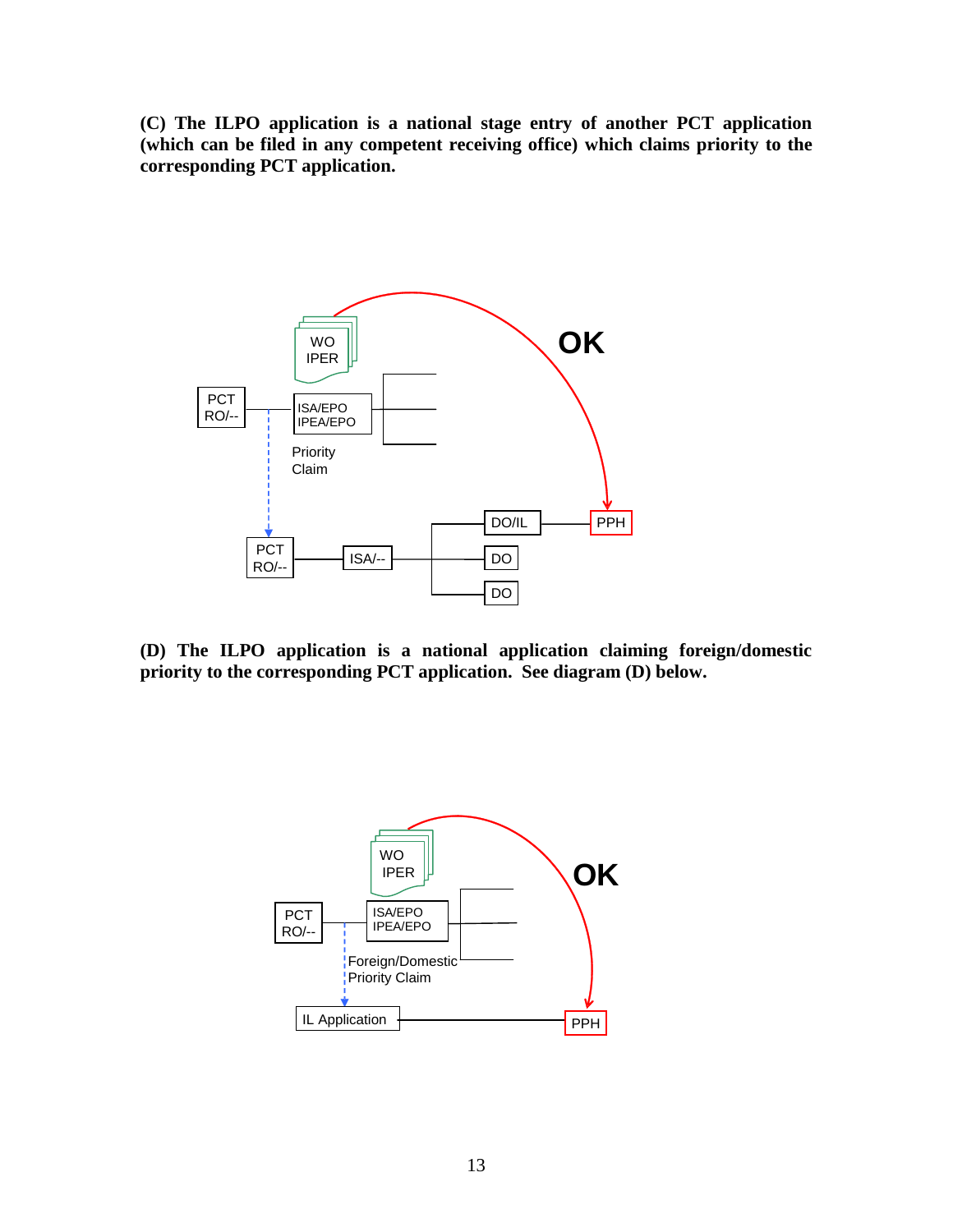**(C) The ILPO application is a national stage entry of another PCT application (which can be filed in any competent receiving office) which claims priority to the corresponding PCT application.**

**(D) The ILPO application is a national application claiming foreign/domestic priority to the corresponding PCT application. See diagram (D) below.**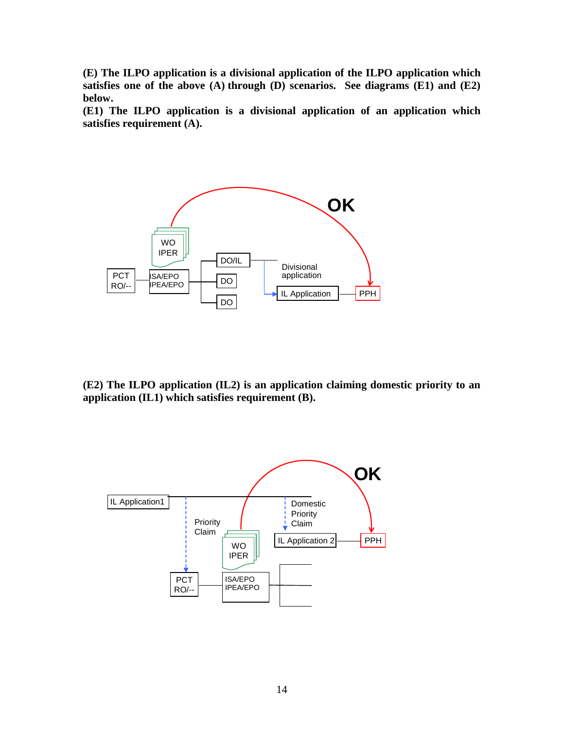**(E) The ILPO application is a divisional application of the ILPO application which satisfies one of the above (A) through (D) scenarios. See diagrams (E1) and (E2) below.**

**(E1) The ILPO application is a divisional application of an application which satisfies requirement (A).**

OK

WO IPER

PCT RO/-- | ISA/EPO IPEA/EPO | DO/IL | DO | DO

Divisional application

IL Application | PPH

**(E2) The ILPO application (IL2) is an application claiming domestic priority to an application (IL1) which satisfies requirement (B).**

OK

IL Application1

Priority Claim

Domestic Priority Claim

WO IPER

IL Application 2 | PPH

PCT RO/-- | ISA/EPO IPEA/EPO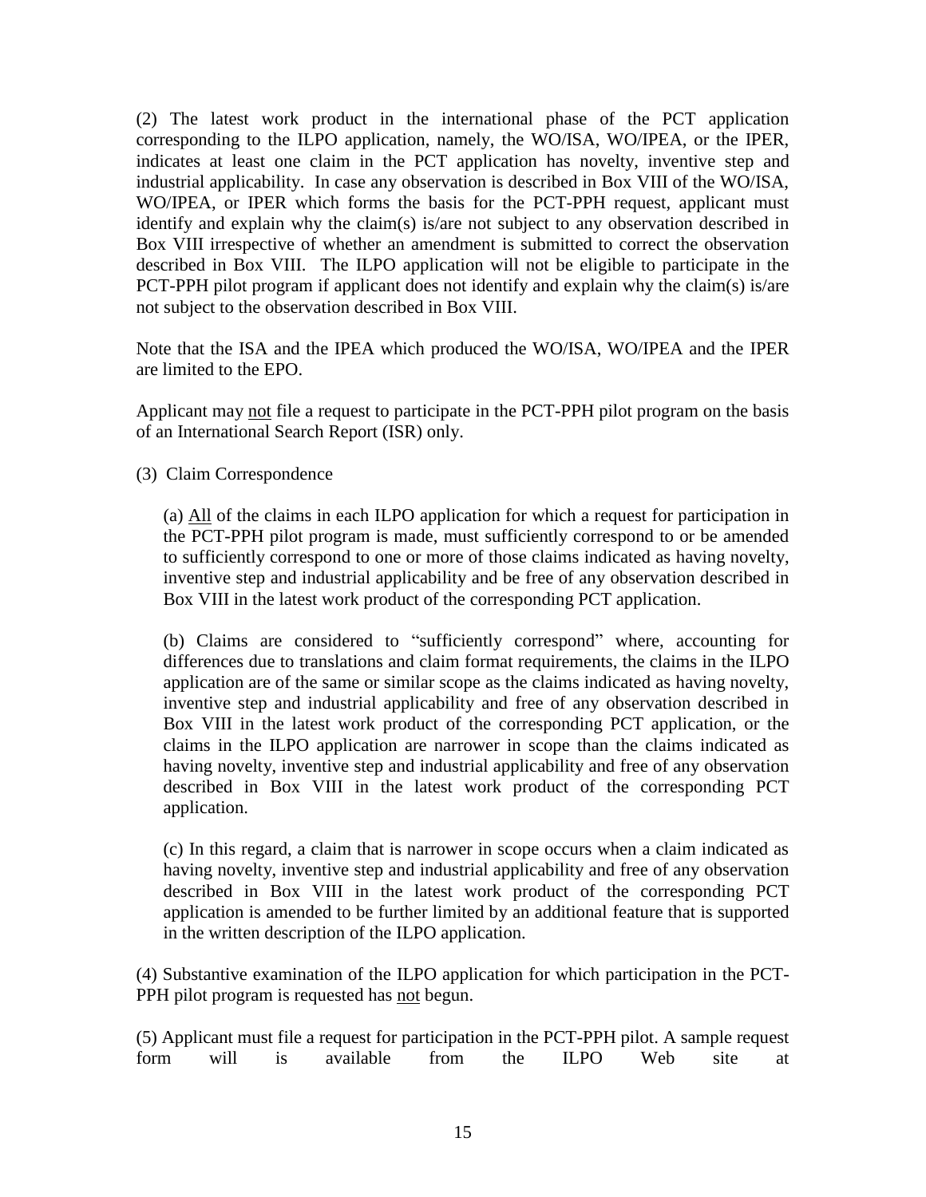(2) The latest work product in the international phase of the PCT application corresponding to the ILPO application, namely, the WO/ISA, WO/IPEA, or the IPER, indicates at least one claim in the PCT application has novelty, inventive step and industrial applicability. In case any observation is described in Box VIII of the WO/ISA, WO/IPEA, or IPER which forms the basis for the PCT-PPH request, applicant must identify and explain why the claim(s) is/are not subject to any observation described in Box VIII irrespective of whether an amendment is submitted to correct the observation described in Box VIII. The ILPO application will not be eligible to participate in the PCT-PPH pilot program if applicant does not identify and explain why the claim(s) is/are not subject to the observation described in Box VIII.

Note that the ISA and the IPEA which produced the WO/ISA, WO/IPEA and the IPER are limited to the EPO.

Applicant may not file a request to participate in the PCT-PPH pilot program on the basis of an International Search Report (ISR) only.

(3) Claim Correspondence

(a) All of the claims in each ILPO application for which a request for participation in the PCT-PPH pilot program is made, must sufficiently correspond to or be amended to sufficiently correspond to one or more of those claims indicated as having novelty, inventive step and industrial applicability and be free of any observation described in Box VIII in the latest work product of the corresponding PCT application.

(b) Claims are considered to "sufficiently correspond" where, accounting for differences due to translations and claim format requirements, the claims in the ILPO application are of the same or similar scope as the claims indicated as having novelty, inventive step and industrial applicability and free of any observation described in Box VIII in the latest work product of the corresponding PCT application, or the claims in the ILPO application are narrower in scope than the claims indicated as having novelty, inventive step and industrial applicability and free of any observation described in Box VIII in the latest work product of the corresponding PCT application.

(c) In this regard, a claim that is narrower in scope occurs when a claim indicated as having novelty, inventive step and industrial applicability and free of any observation described in Box VIII in the latest work product of the corresponding PCT application is amended to be further limited by an additional feature that is supported in the written description of the ILPO application.

(4) Substantive examination of the ILPO application for which participation in the PCT-PPH pilot program is requested has not begun.

(5) Applicant must file a request for participation in the PCT-PPH pilot. A sample request form will is available from the ILPO Web site at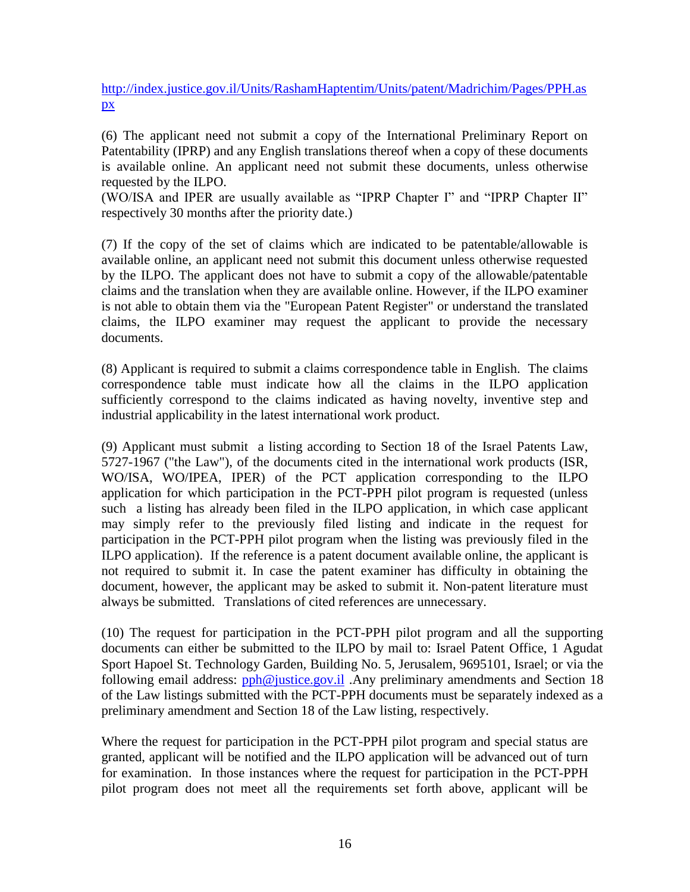http://index.justice.gov.il/Units/RashamHaptentim/Units/patent/Madrichim/Pages/PPH.aspx

(6) The applicant need not submit a copy of the International Preliminary Report on Patentability (IPRP) and any English translations thereof when a copy of these documents is available online. An applicant need not submit these documents, unless otherwise requested by the ILPO.
(WO/ISA and IPER are usually available as "IPRP Chapter I" and "IPRP Chapter II" respectively 30 months after the priority date.)

(7) If the copy of the set of claims which are indicated to be patentable/allowable is available online, an applicant need not submit this document unless otherwise requested by the ILPO. The applicant does not have to submit a copy of the allowable/patentable claims and the translation when they are available online. However, if the ILPO examiner is not able to obtain them via the "European Patent Register" or understand the translated claims, the ILPO examiner may request the applicant to provide the necessary documents.

(8) Applicant is required to submit a claims correspondence table in English. The claims correspondence table must indicate how all the claims in the ILPO application sufficiently correspond to the claims indicated as having novelty, inventive step and industrial applicability in the latest international work product.

(9) Applicant must submit a listing according to Section 18 of the Israel Patents Law, 5727-1967 ("the Law"), of the documents cited in the international work products (ISR, WO/ISA, WO/IPEA, IPER) of the PCT application corresponding to the ILPO application for which participation in the PCT-PPH pilot program is requested (unless such a listing has already been filed in the ILPO application, in which case applicant may simply refer to the previously filed listing and indicate in the request for participation in the PCT-PPH pilot program when the listing was previously filed in the ILPO application). If the reference is a patent document available online, the applicant is not required to submit it. In case the patent examiner has difficulty in obtaining the document, however, the applicant may be asked to submit it. Non-patent literature must always be submitted. Translations of cited references are unnecessary.

(10) The request for participation in the PCT-PPH pilot program and all the supporting documents can either be submitted to the ILPO by mail to: Israel Patent Office, 1 Agudat Sport Hapoel St. Technology Garden, Building No. 5, Jerusalem, 9695101, Israel; or via the following email address: pph@justice.gov.il .Any preliminary amendments and Section 18 of the Law listings submitted with the PCT-PPH documents must be separately indexed as a preliminary amendment and Section 18 of the Law listing, respectively.

Where the request for participation in the PCT-PPH pilot program and special status are granted, applicant will be notified and the ILPO application will be advanced out of turn for examination. In those instances where the request for participation in the PCT-PPH pilot program does not meet all the requirements set forth above, applicant will be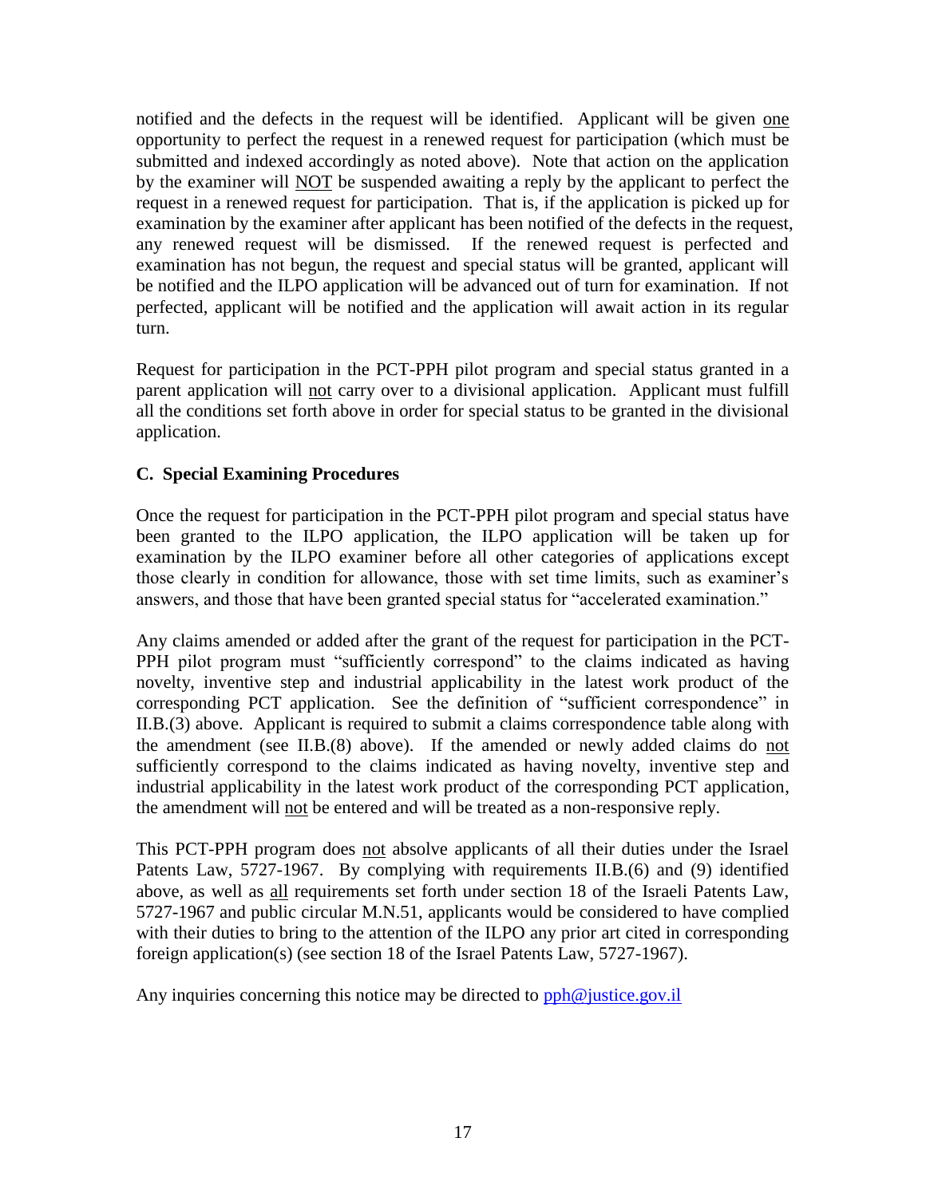notified and the defects in the request will be identified. Applicant will be given one opportunity to perfect the request in a renewed request for participation (which must be submitted and indexed accordingly as noted above). Note that action on the application by the examiner will NOT be suspended awaiting a reply by the applicant to perfect the request in a renewed request for participation. That is, if the application is picked up for examination by the examiner after applicant has been notified of the defects in the request, any renewed request will be dismissed. If the renewed request is perfected and examination has not begun, the request and special status will be granted, applicant will be notified and the ILPO application will be advanced out of turn for examination. If not perfected, applicant will be notified and the application will await action in its regular turn.

Request for participation in the PCT-PPH pilot program and special status granted in a parent application will not carry over to a divisional application. Applicant must fulfill all the conditions set forth above in order for special status to be granted in the divisional application.

### C. Special Examining Procedures

Once the request for participation in the PCT-PPH pilot program and special status have been granted to the ILPO application, the ILPO application will be taken up for examination by the ILPO examiner before all other categories of applications except those clearly in condition for allowance, those with set time limits, such as examiner's answers, and those that have been granted special status for "accelerated examination."

Any claims amended or added after the grant of the request for participation in the PCT-PPH pilot program must "sufficiently correspond" to the claims indicated as having novelty, inventive step and industrial applicability in the latest work product of the corresponding PCT application. See the definition of "sufficient correspondence" in II.B.(3) above. Applicant is required to submit a claims correspondence table along with the amendment (see II.B.(8) above). If the amended or newly added claims do not sufficiently correspond to the claims indicated as having novelty, inventive step and industrial applicability in the latest work product of the corresponding PCT application, the amendment will not be entered and will be treated as a non-responsive reply.

This PCT-PPH program does not absolve applicants of all their duties under the Israel Patents Law, 5727-1967. By complying with requirements II.B.(6) and (9) identified above, as well as all requirements set forth under section 18 of the Israeli Patents Law, 5727-1967 and public circular M.N.51, applicants would be considered to have complied with their duties to bring to the attention of the ILPO any prior art cited in corresponding foreign application(s) (see section 18 of the Israel Patents Law, 5727-1967).

Any inquiries concerning this notice may be directed to pph@justice.gov.il